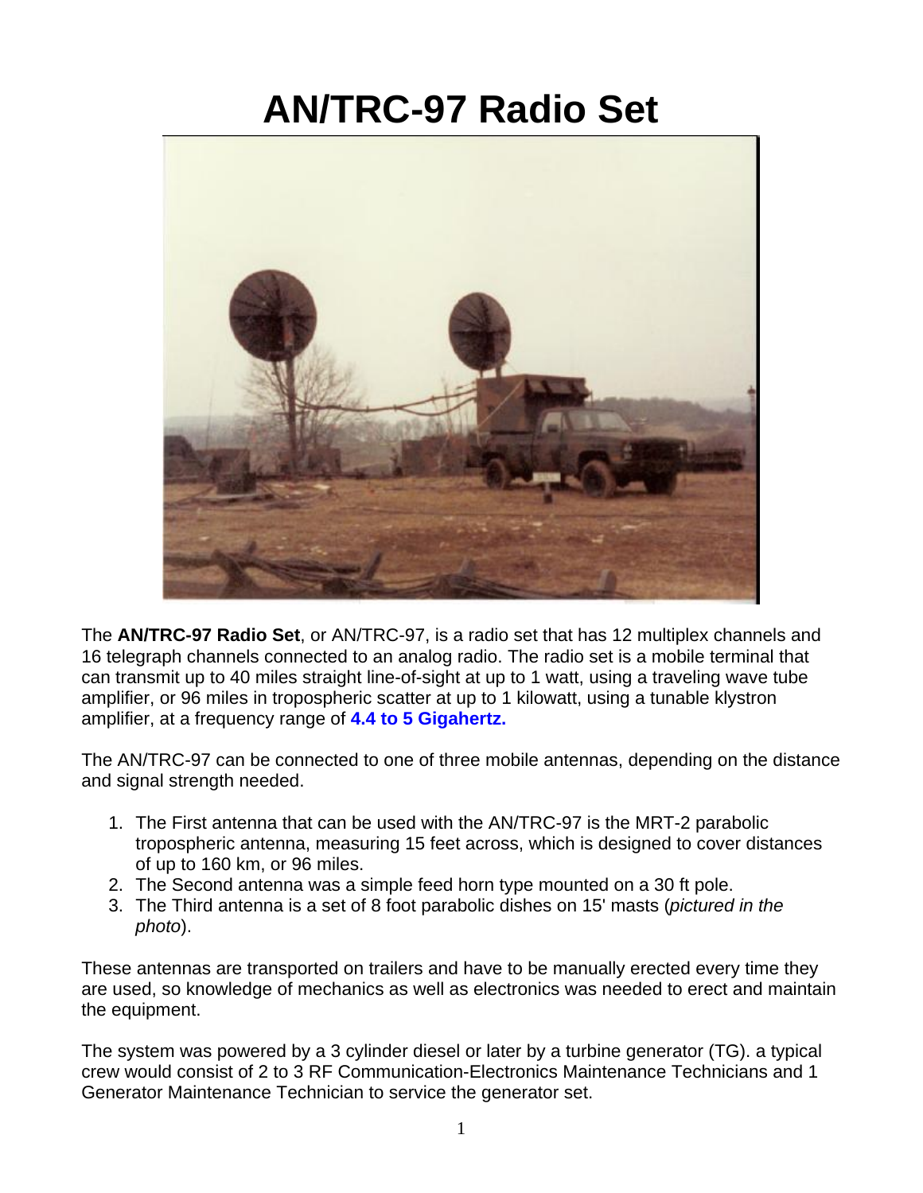# AN/TRC-97 Radio Set

The **AN/TRC-97 Radio Set**, or AN/TRC-97, is a radio set that has 12 multiplex channels and 16 telegraph channels connected to an analog radio. The radio set is a mobile terminal that can transmit up to 40 miles straight line-of-sight at up to 1 watt, using a traveling wave tube amplifier, or 96 miles in tropospheric scatter at up to 1 kilowatt, using a tunable klystron amplifier, at a frequency range of **4.4 to 5 Gigahertz.**

The AN/TRC-97 can be connected to one of three mobile antennas, depending on the distance and signal strength needed.

1. The First antenna that can be used with the AN/TRC-97 is the MRT-2 parabolic tropospheric antenna, measuring 15 feet across, which is designed to cover distances of up to 160 km, or 96 miles.
2. The Second antenna was a simple feed horn type mounted on a 30 ft pole.
3. The Third antenna is a set of 8 foot parabolic dishes on 15' masts (*pictured in the photo*).

These antennas are transported on trailers and have to be manually erected every time they are used, so knowledge of mechanics as well as electronics was needed to erect and maintain the equipment.

The system was powered by a 3 cylinder diesel or later by a turbine generator (TG). a typical crew would consist of 2 to 3 RF Communication-Electronics Maintenance Technicians and 1 Generator Maintenance Technician to service the generator set.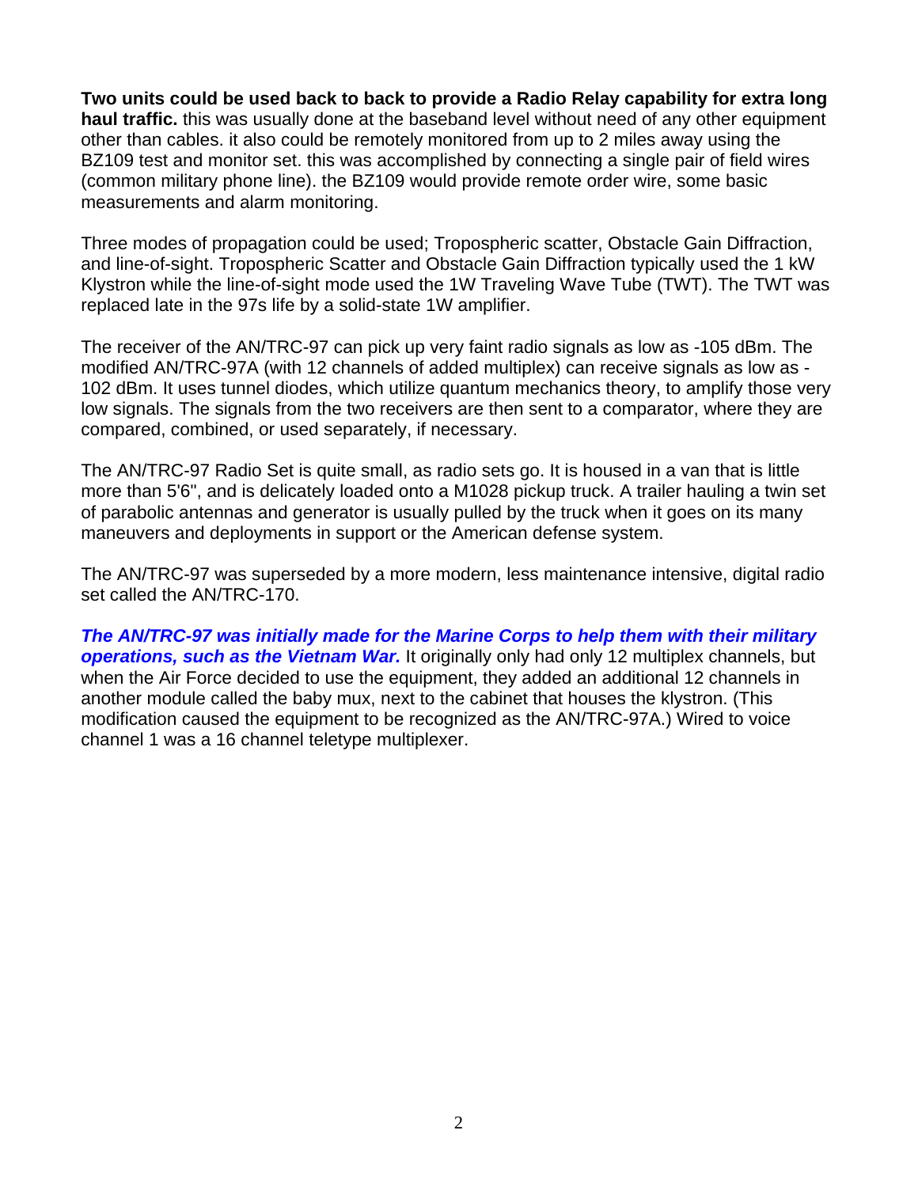**Two units could be used back to back to provide a Radio Relay capability for extra long haul traffic.** this was usually done at the baseband level without need of any other equipment other than cables. it also could be remotely monitored from up to 2 miles away using the BZ109 test and monitor set. this was accomplished by connecting a single pair of field wires (common military phone line). the BZ109 would provide remote order wire, some basic measurements and alarm monitoring.

Three modes of propagation could be used; Tropospheric scatter, Obstacle Gain Diffraction, and line-of-sight. Tropospheric Scatter and Obstacle Gain Diffraction typically used the 1 kW Klystron while the line-of-sight mode used the 1W Traveling Wave Tube (TWT). The TWT was replaced late in the 97s life by a solid-state 1W amplifier.

The receiver of the AN/TRC-97 can pick up very faint radio signals as low as -105 dBm. The modified AN/TRC-97A (with 12 channels of added multiplex) can receive signals as low as -102 dBm. It uses tunnel diodes, which utilize quantum mechanics theory, to amplify those very low signals. The signals from the two receivers are then sent to a comparator, where they are compared, combined, or used separately, if necessary.

The AN/TRC-97 Radio Set is quite small, as radio sets go. It is housed in a van that is little more than 5'6", and is delicately loaded onto a M1028 pickup truck. A trailer hauling a twin set of parabolic antennas and generator is usually pulled by the truck when it goes on its many maneuvers and deployments in support or the American defense system.

The AN/TRC-97 was superseded by a more modern, less maintenance intensive, digital radio set called the AN/TRC-170.

***The AN/TRC-97 was initially made for the Marine Corps to help them with their military operations, such as the Vietnam War.*** It originally only had only 12 multiplex channels, but when the Air Force decided to use the equipment, they added an additional 12 channels in another module called the baby mux, next to the cabinet that houses the klystron. (This modification caused the equipment to be recognized as the AN/TRC-97A.) Wired to voice channel 1 was a 16 channel teletype multiplexer.